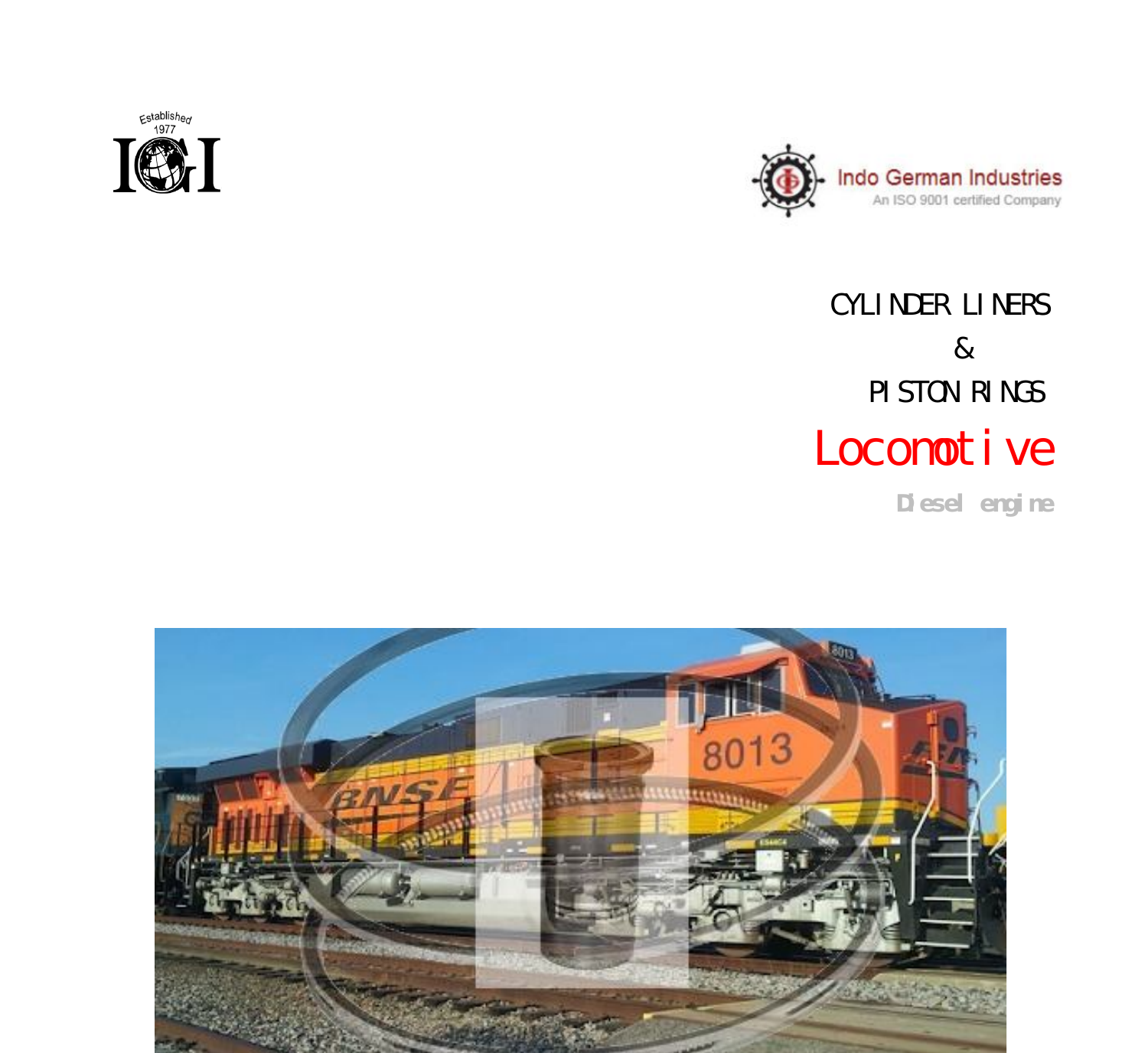Established 1977

IGI

Indo German Industries

An ISO 9001 certified Company

# CYLINDER LINERS & PISTON RINGS

# Locomotive

## Diesel engine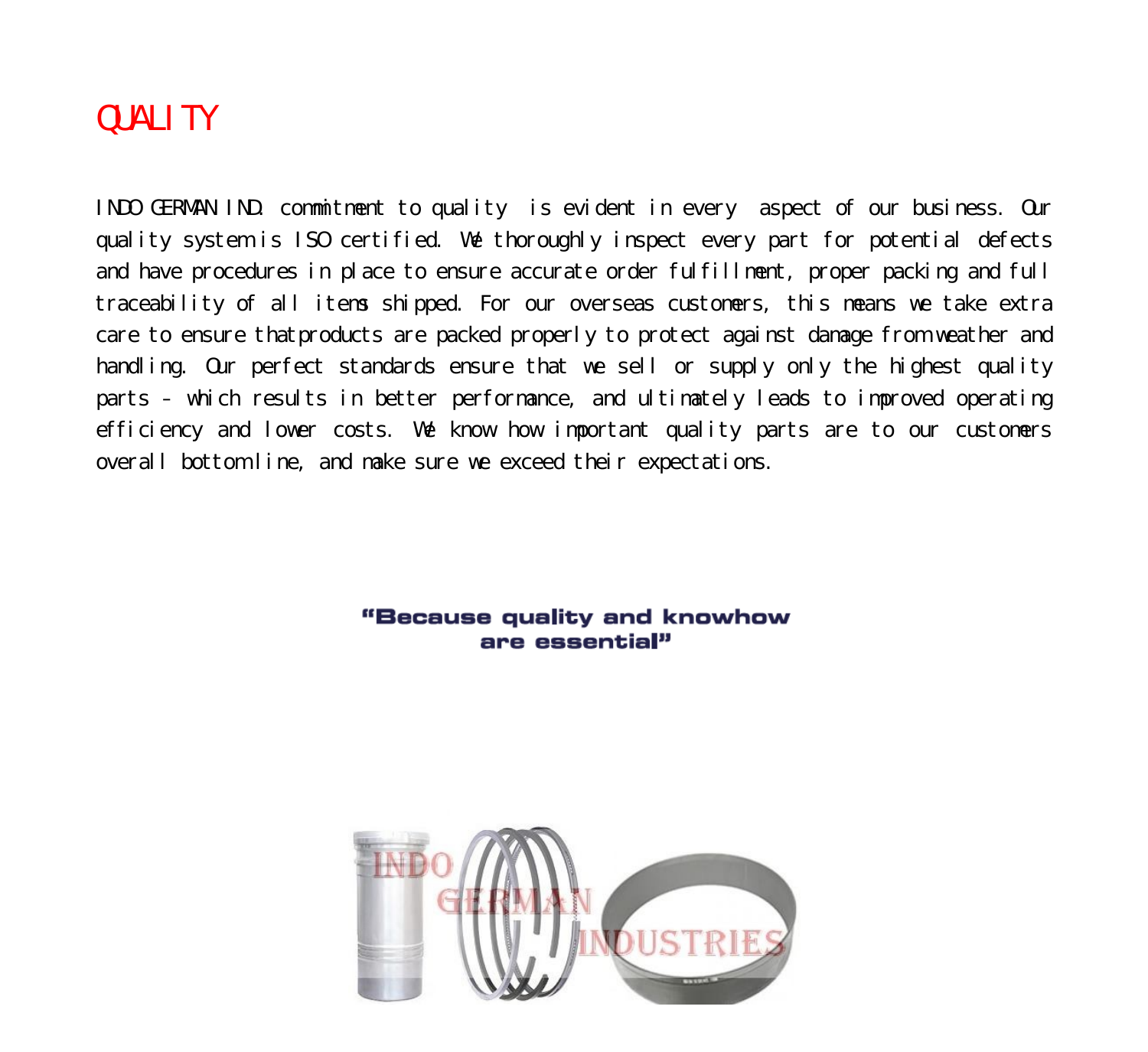# QUALITY

INDO GERMAN IND. commitment to quality is evident in every aspect of our business. Our quality system is ISO certified. We thoroughly inspect every part for potential defects and have procedures in place to ensure accurate order fulfillment, proper packing and full traceability of all items shipped. For our overseas customers, this means we take extra care to ensure thatproducts are packed properly to protect against damage from weather and handling. Our perfect standards ensure that we sell or supply only the highest quality parts - which results in better performance, and ultimately leads to improved operating efficiency and lower costs. We know how important quality parts are to our customers overall bottom line, and make sure we exceed their expectations.

**"Because quality and knowhow are essential"**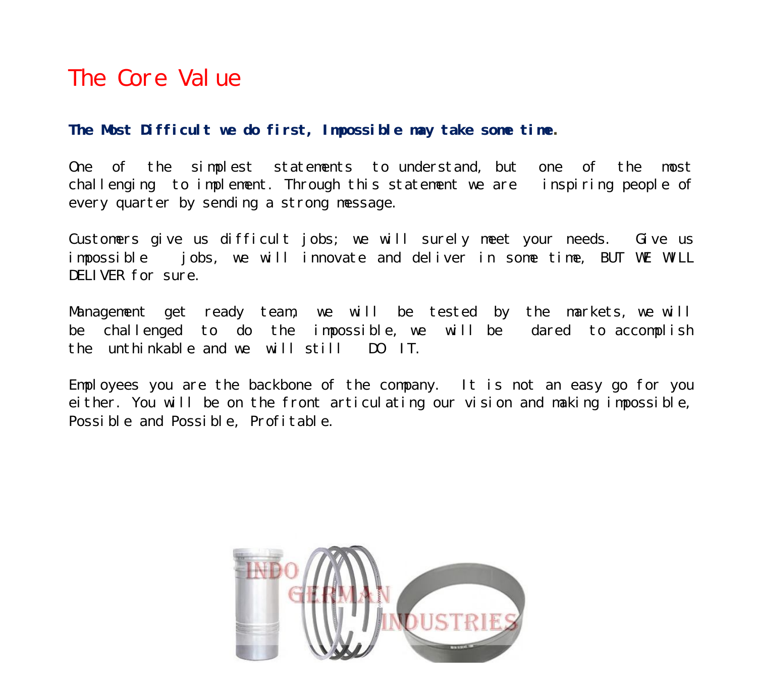# The Core Value

**The Most Difficult we do first, Impossible may take some time.**

One of the simplest statements to understand, but one of the most challenging to implement. Through this statement we are inspiring people of every quarter by sending a strong message.

Customers give us difficult jobs; we will surely meet your needs. Give us impossible jobs, we will innovate and deliver in some time, BUT WE WILL DELIVER for sure.

Management get ready team, we will be tested by the markets, we will be challenged to do the impossible, we will be dared to accomplish the unthinkable and we will still DO IT.

Employees you are the backbone of the company. It is not an easy go for you either. You will be on the front articulating our vision and making impossible, Possible and Possible, Profitable.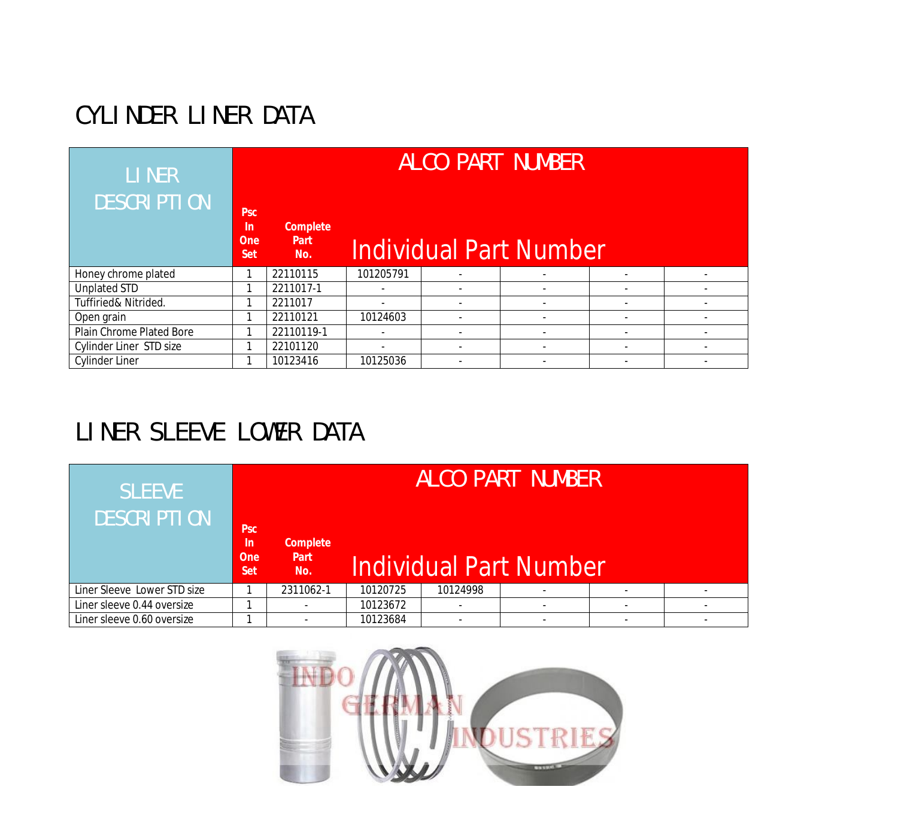# CYLINDER LINER DATA

| LINER DESCRIPTION | ALCO PART NUMBER | | | | | | |
|---|---|---|---|---|---|---|---|
| | Psc In One Set | Complete Part No. | Individual Part Number | | | | |
| Honey chrome plated | 1 | 22110115 | 101205791 | - | - | - | - |
| Unplated STD | 1 | 2211017-1 | - | - | - | - | - |
| Tuffiried& Nitrided. | 1 | 2211017 | - | - | - | - | - |
| Open grain | 1 | 22110121 | 10124603 | - | - | - | - |
| Plain Chrome Plated Bore | 1 | 22110119-1 | - | - | - | - | - |
| Cylinder Liner STD size | 1 | 22101120 | - | - | - | - | - |
| Cylinder Liner | 1 | 10123416 | 10125036 | - | - | - | - |

# LINER SLEEVE LOWER DATA

| SLEEVE DESCRIPTION | ALCO PART NUMBER | | | | | | |
|---|---|---|---|---|---|---|---|
| | Psc In One Set | Complete Part No. | Individual Part Number | | | | |
| Liner Sleeve Lower STD size | 1 | 2311062-1 | 10120725 | 10124998 | - | - | - |
| Liner sleeve 0.44 oversize | 1 | - | 10123672 | - | - | - | - |
| Liner sleeve 0.60 oversize | 1 | - | 10123684 | - | - | - | - |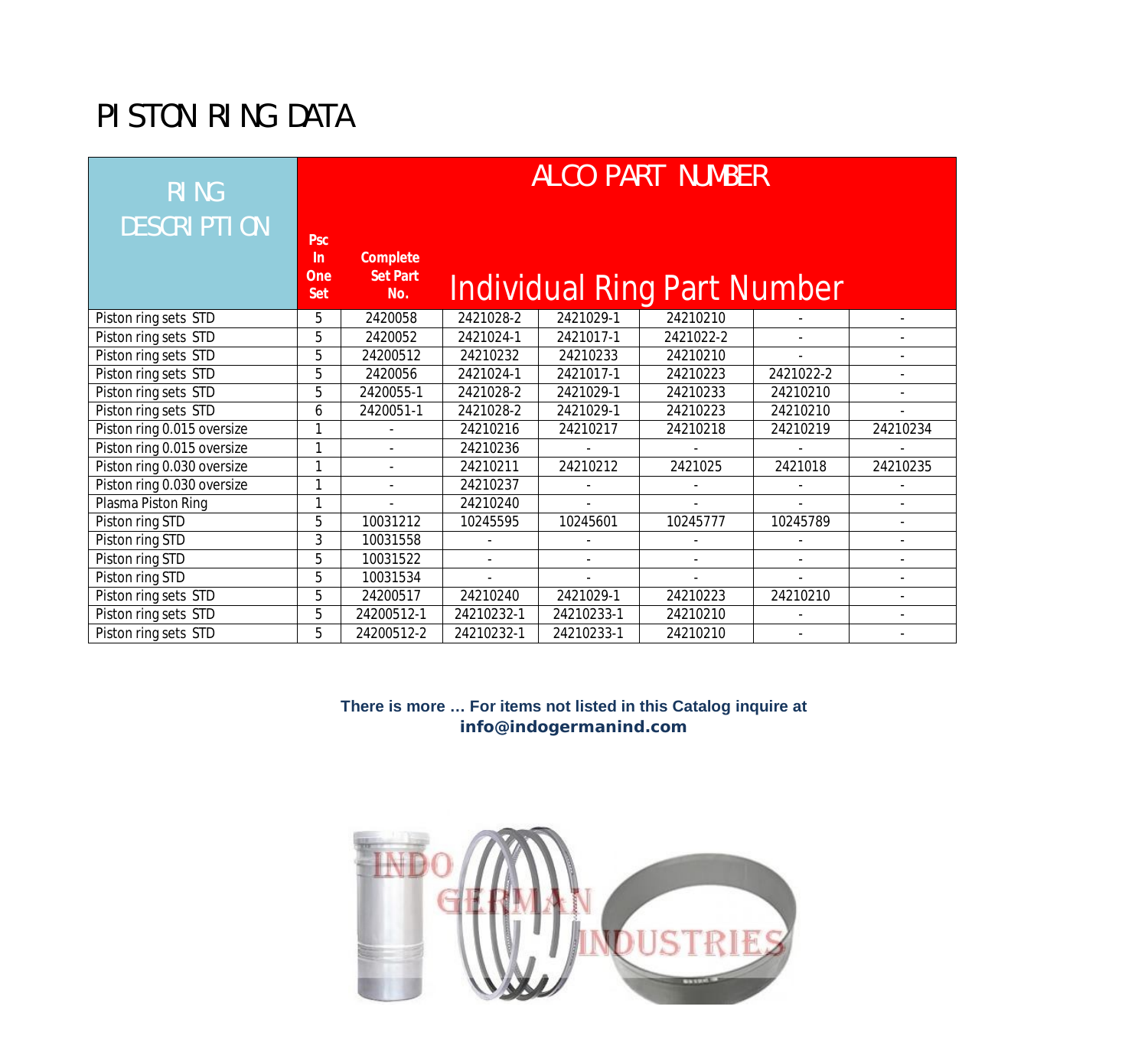# PISTON RING DATA

| RING DESCRIPTION | ALCO PART NUMBER | | | | | | |
|---|---|---|---|---|---|---|---|
| | Psc In One Set | Complete Set Part No. | Individual Ring Part Number | | | | |
| Piston ring sets STD | 5 | 2420058 | 2421028-2 | 2421029-1 | 24210210 | - | - |
| Piston ring sets STD | 5 | 2420052 | 2421024-1 | 2421017-1 | 2421022-2 | - | - |
| Piston ring sets STD | 5 | 24200512 | 24210232 | 24210233 | 24210210 | - | - |
| Piston ring sets STD | 5 | 2420056 | 2421024-1 | 2421017-1 | 24210223 | 2421022-2 | - |
| Piston ring sets STD | 5 | 2420055-1 | 2421028-2 | 2421029-1 | 24210233 | 24210210 | - |
| Piston ring sets STD | 6 | 2420051-1 | 2421028-2 | 2421029-1 | 24210223 | 24210210 | - |
| Piston ring 0.015 oversize | 1 | - | 24210216 | 24210217 | 24210218 | 24210219 | 24210234 |
| Piston ring 0.015 oversize | 1 | - | 24210236 | - | - | - | - |
| Piston ring 0.030 oversize | 1 | - | 24210211 | 24210212 | 2421025 | 2421018 | 24210235 |
| Piston ring 0.030 oversize | 1 | - | 24210237 | - | - | - | - |
| Plasma Piston Ring | 1 | - | 24210240 | - | - | - | - |
| Piston ring STD | 5 | 10031212 | 10245595 | 10245601 | 10245777 | 10245789 | - |
| Piston ring STD | 3 | 10031558 | - | - | - | - | - |
| Piston ring STD | 5 | 10031522 | - | - | - | - | - |
| Piston ring STD | 5 | 10031534 | - | - | - | - | - |
| Piston ring sets STD | 5 | 24200517 | 24210240 | 2421029-1 | 24210223 | 24210210 | - |
| Piston ring sets STD | 5 | 24200512-1 | 24210232-1 | 24210233-1 | 24210210 | - | - |
| Piston ring sets STD | 5 | 24200512-2 | 24210232-1 | 24210233-1 | 24210210 | - | - |

**There is more … For items not listed in this Catalog inquire at**
**info@indogermanind.com**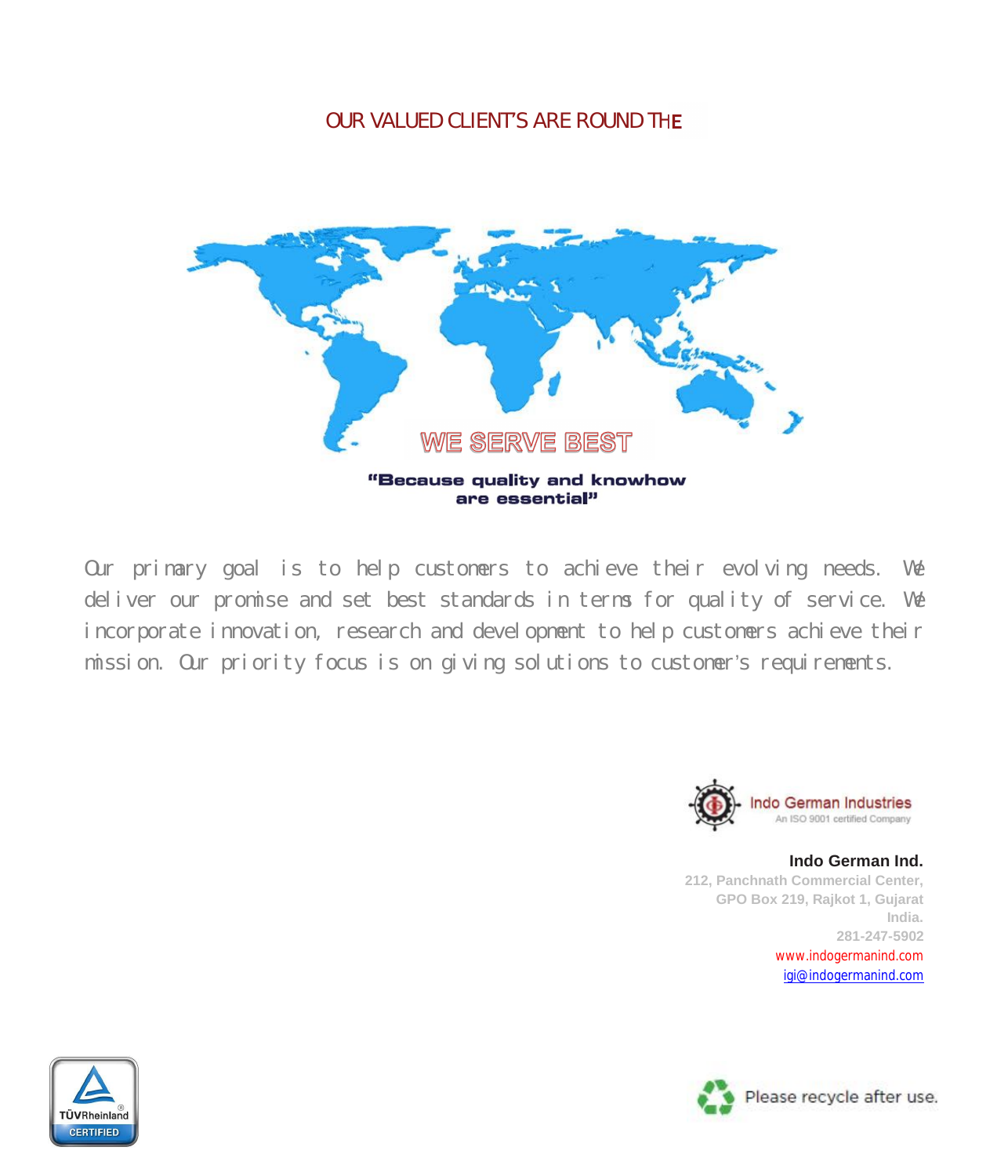OUR VALUED CLIENT'S ARE ROUND THE

WE SERVE BEST

**"Because quality and knowhow are essential"**

Our primary goal is to help customers to achieve their evolving needs. We deliver our promise and set best standards in terms for quality of service. We incorporate innovation, research and development to help customers achieve their mission. Our priority focus is on giving solutions to customer's requirements.

Indo German Industries
An ISO 9001 certified Company

**Indo German Ind.**
212, Panchnath Commercial Center,
GPO Box 219, Rajkot 1, Gujarat
India.
281-247-5902
www.indogermanind.com
igi@indogermanind.com

TÜVRheinland CERTIFIED

Please recycle after use.